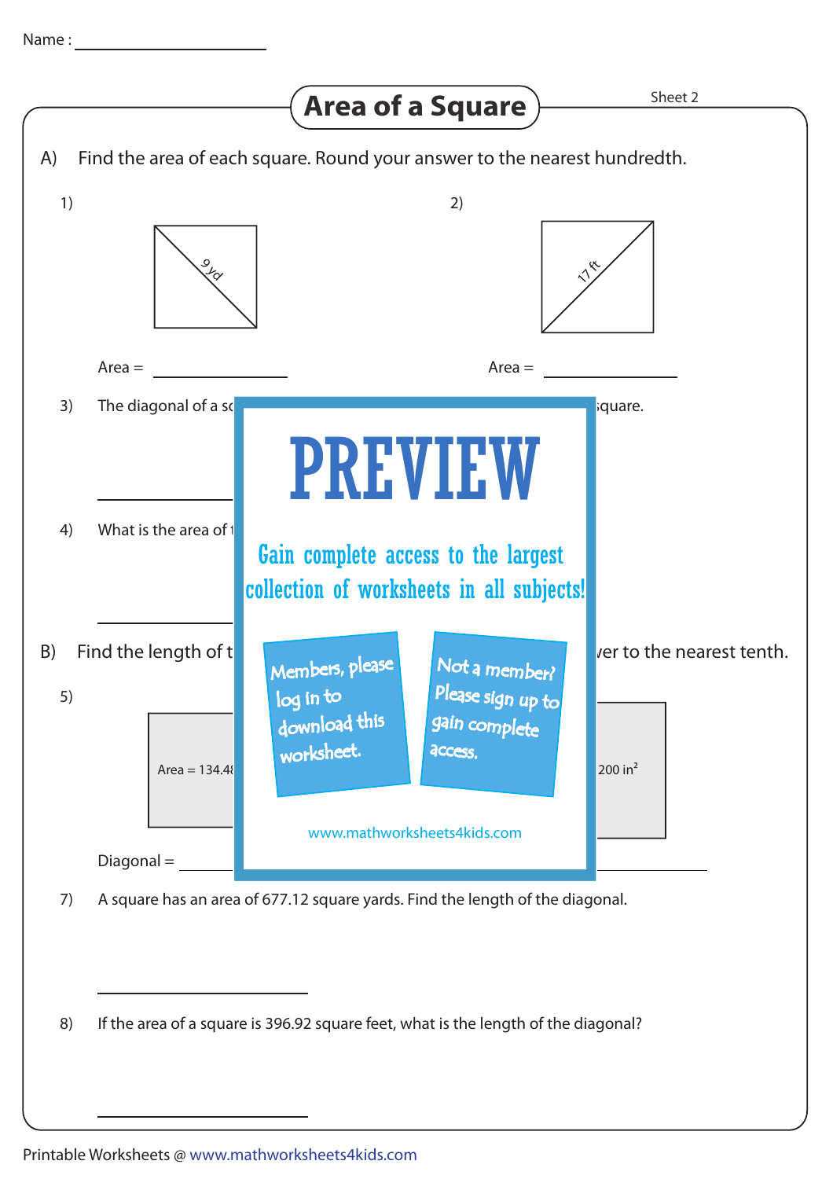Name : ____________________

# Area of a Square

Sheet 2

A) Find the area of each square. Round your answer to the nearest hundredth.

1) 9 yd

Area = ______________

2) 17 ft

Area = ______________

3) The diagonal of a sq ... square.

______________

4) What is the area of t

______________

# PREVIEW

Gain complete access to the largest collection of worksheets in all subjects!

Members, please log in to download this worksheet.

Not a member? Please sign up to gain complete access.

www.mathworksheets4kids.com

B) Find the length of t ... ver to the nearest tenth.

5) Area = 134.48

200 in$^2$

Diagonal = ______________

7) A square has an area of 677.12 square yards. Find the length of the diagonal.

______________

8) If the area of a square is 396.92 square feet, what is the length of the diagonal?

______________

Printable Worksheets @ www.mathworksheets4kids.com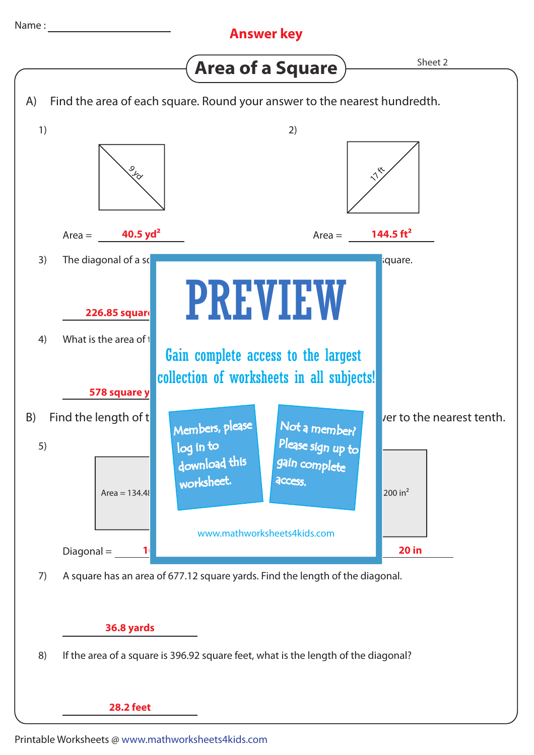Name : ____________________

**Answer key**

# Area of a Square

Sheet 2

A) Find the area of each square. Round your answer to the nearest hundredth.

1)

9 yd

Area = **40.5 $yd^2$**

2)

17 ft

Area = **144.5 $ft^2$**

3) The diagonal of a sc ... square.

**226.85 square**

4) What is the area of t

**578 square y**

B) Find the length of t ... ver to the nearest tenth.

5)

Area = 134.48

200 $in^2$

Diagonal = **1** ... **20 in**

PREVIEW

Gain complete access to the largest collection of worksheets in all subjects!

Members, please log in to download this worksheet.

Not a member? Please sign up to gain complete access.

www.mathworksheets4kids.com

7) A square has an area of 677.12 square yards. Find the length of the diagonal.

**36.8 yards**

8) If the area of a square is 396.92 square feet, what is the length of the diagonal?

**28.2 feet**

Printable Worksheets @ www.mathworksheets4kids.com